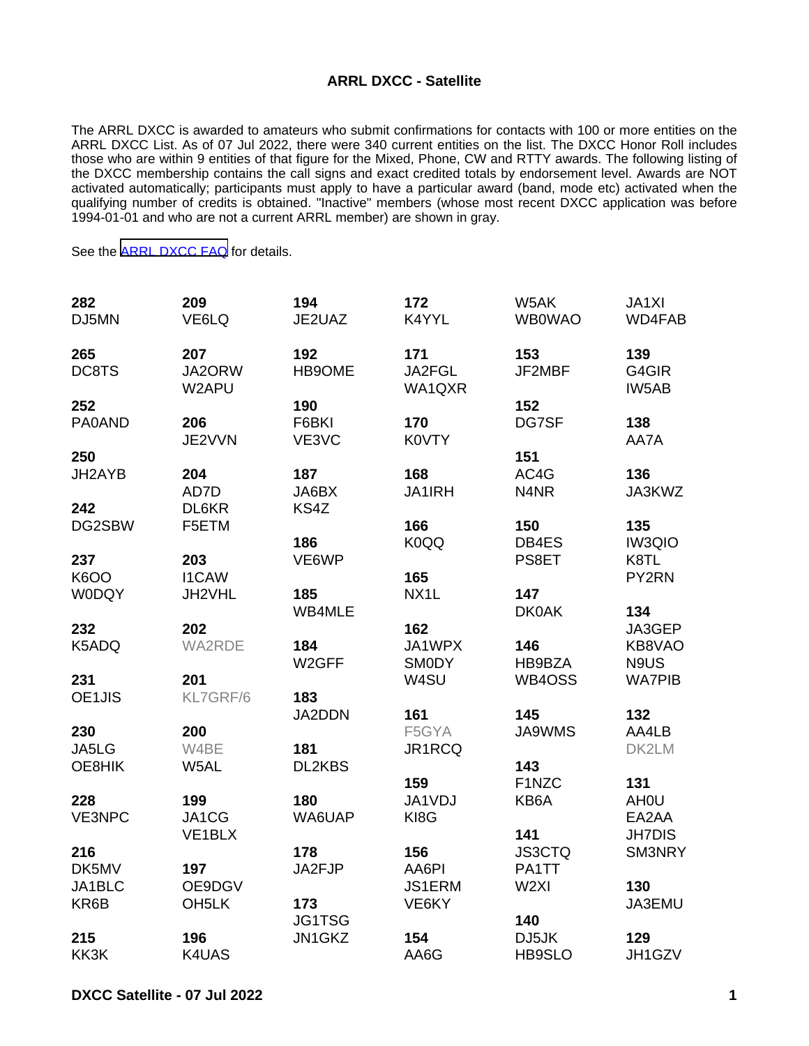# ARRL DXCC - Satellite

The ARRL DXCC is awarded to amateurs who submit confirmations for contacts with 100 or more entities on the ARRL DXCC List. As of 07 Jul 2022, there were 340 current entities on the list. The DXCC Honor Roll includes those who are within 9 entities of that figure for the Mixed, Phone, CW and RTTY awards. The following listing of the DXCC membership contains the call signs and exact credited totals by endorsement level. Awards are NOT activated automatically; participants must apply to have a particular award (band, mode etc) activated when the qualifying number of credits is obtained. "Inactive" members (whose most recent DXCC application was before 1994-01-01 and who are not a current ARRL member) are shown in gray.

See the [ARRL DXCC FAQ] for details.

**282**
DJ5MN

**265**
DC8TS

**252**
PA0AND

**250**
JH2AYB

**242**
DG2SBW

**237**
K6OO
W0DQY

**232**
K5ADQ

**231**
OE1JIS

**230**
JA5LG
OE8HIK

**228**
VE3NPC

**216**
DK5MV
JA1BLC
KR6B

**215**
KK3K

**209**
VE6LQ

**207**
JA2ORW
W2APU

**206**
JE2VVN

**204**
AD7D
DL6KR
F5ETM

**203**
I1CAW
JH2VHL

**202**
WA2RDE

**201**
KL7GRF/6

**200**
W4BE
W5AL

**199**
JA1CG
VE1BLX

**197**
OE9DGV
OH5LK

**196**
K4UAS

**194**
JE2UAZ

**192**
HB9OME

**190**
F6BKI
VE3VC

**187**
JA6BX
KS4Z

**186**
VE6WP

**185**
WB4MLE

**184**
W2GFF

**183**
JA2DDN

**181**
DL2KBS

**180**
WA6UAP

**178**
JA2FJP

**173**
JG1TSG
JN1GKZ

**172**
K4YYL

**171**
JA2FGL
WA1QXR

**170**
K0VTY

**168**
JA1IRH

**166**
K0QQ

**165**
NX1L

**162**
JA1WPX
SM0DY
W4SU

**161**
F5GYA
JR1RCQ

**159**
JA1VDJ
KI8G

**156**
AA6PI
JS1ERM
VE6KY

**154**
AA6G
W5AK
WB0WAO

**153**
JF2MBF

**152**
DG7SF

**151**
AC4G
N4NR

**150**
DB4ES
PS8ET

**147**
DK0AK

**146**
HB9BZA
WB4OSS

**145**
JA9WMS

**143**
F1NZC
KB6A

**141**
JS3CTQ
PA1TT
W2XI

**140**
DJ5JK
HB9SLO
JA1XI
WD4FAB

**139**
G4GIR
IW5AB

**138**
AA7A

**136**
JA3KWZ

**135**
IW3QIO
K8TL
PY2RN

**134**
JA3GEP
KB8VAO
N9US
WA7PIB

**132**
AA4LB
DK2LM

**131**
AH0U
EA2AA
JH7DIS
SM3NRY

**130**
JA3EMU

**129**
JH1GZV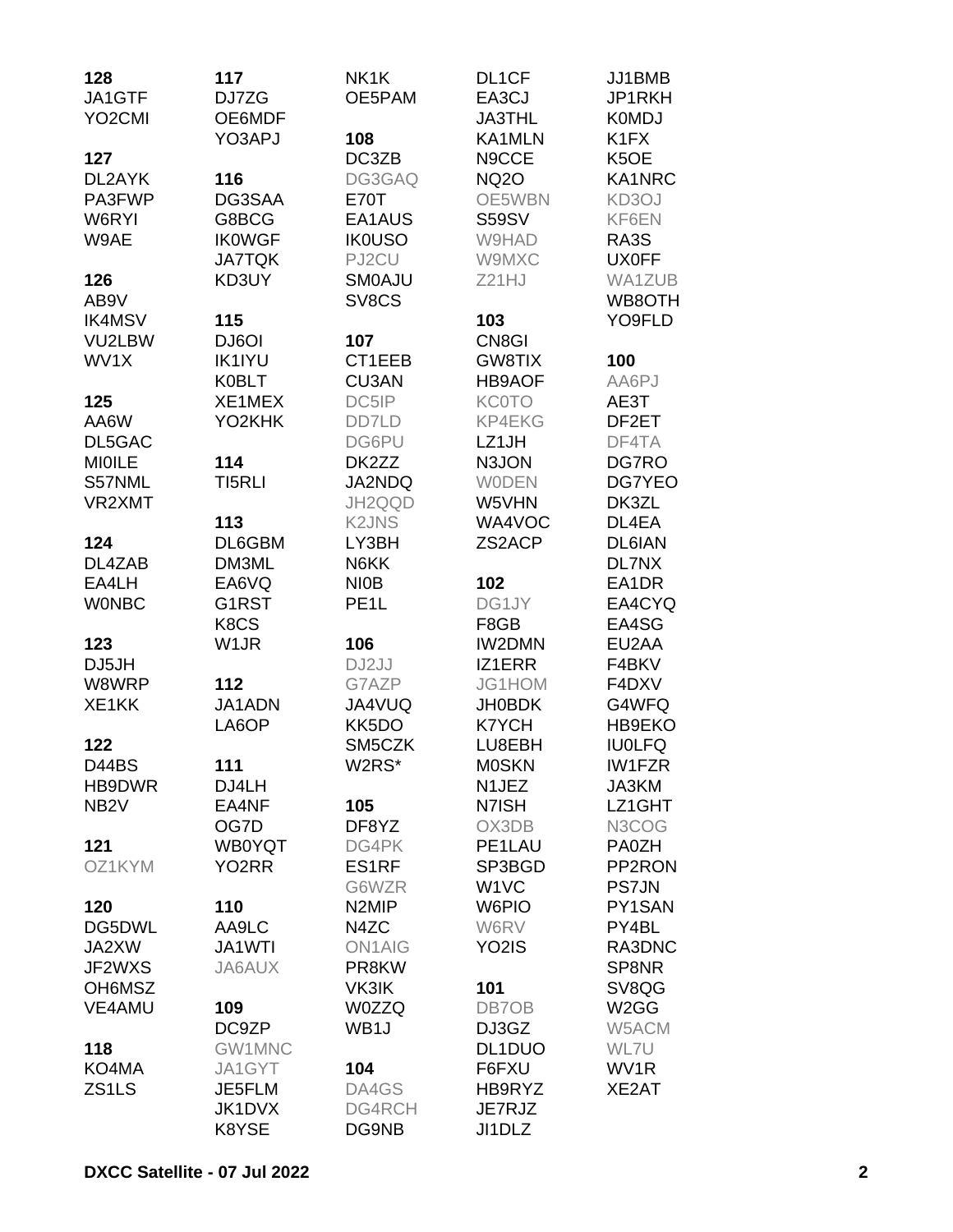**128**
JA1GTF
YO2CMI

**127**
DL2AYK
PA3FWP
W6RYI
W9AE

**126**
AB9V
IK4MSV
VU2LBW
WV1X

**125**
AA6W
DL5GAC
MI0ILE
S57NML
VR2XMT

**124**
DL4ZAB
EA4LH
W0NBC

**123**
DJ5JH
W8WRP
XE1KK

**122**
D44BS
HB9DWR
NB2V

**121**
OZ1KYM

**120**
DG5DWL
JA2XW
JF2WXS
OH6MSZ
VE4AMU

**118**
KO4MA
ZS1LS

**117**
DJ7ZG
OE6MDF
YO3APJ

**116**
DG3SAA
G8BCG
IK0WGF
JA7TQK
KD3UY

**115**
DJ6OI
IK1IYU
K0BLT
XE1MEX
YO2KHK

**114**
TI5RLI

**113**
DL6GBM
DM3ML
EA6VQ
G1RST
K8CS
W1JR

**112**
JA1ADN
LA6OP

**111**
DJ4LH
EA4NF
OG7D
WB0YQT
YO2RR

**110**
AA9LC
JA1WTI
JA6AUX

**109**
DC9ZP
GW1MNC
JA1GYT
JE5FLM
JK1DVX
K8YSE

NK1K
OE5PAM

**108**
DC3ZB
DG3GAQ
E70T
EA1AUS
IK0USO
PJ2CU
SM0AJU
SV8CS

**107**
CT1EEB
CU3AN
DC5IP
DD7LD
DG6PU
DK2ZZ
JA2NDQ
JH2QQD
K2JNS
LY3BH
N6KK
NI0B
PE1L

**106**
DJ2JJ
G7AZP
JA4VUQ
KK5DO
SM5CZK
W2RS*

**105**
DF8YZ
DG4PK
ES1RF
G6WZR
N2MIP
N4ZC
ON1AIG
PR8KW
VK3IK
W0ZZQ
WB1J

**104**
DA4GS
DG4RCH
DG9NB

DL1CF
EA3CJ
JA3THL
KA1MLN
N9CCE
NQ2O
OE5WBN
S59SV
W9HAD
W9MXC
Z21HJ

**103**
CN8GI
GW8TIX
HB9AOF
KC0TO
KP4EKG
LZ1JH
N3JON
W0DEN
W5VHN
WA4VOC
ZS2ACP

**102**
DG1JY
F8GB
IW2DMN
IZ1ERR
JG1HOM
JH0BDK
K7YCH
LU8EBH
M0SKN
N1JEZ
N7ISH
OX3DB
PE1LAU
SP3BGD
W1VC
W6PIO
W6RV
YO2IS

**101**
DB7OB
DJ3GZ
DL1DUO
F6FXU
HB9RYZ
JE7RJZ
JI1DLZ

JJ1BMB
JP1RKH
K0MDJ
K1FX
K5OE
KA1NRC
KD3OJ
KF6EN
RA3S
UX0FF
WA1ZUB
WB8OTH
YO9FLD

**100**
AA6PJ
AE3T
DF2ET
DF4TA
DG7RO
DG7YEO
DK3ZL
DL4EA
DL6IAN
DL7NX
EA1DR
EA4CYQ
EA4SG
EU2AA
F4BKV
F4DXV
G4WFQ
HB9EKO
IU0LFQ
IW1FZR
JA3KM
LZ1GHT
N3COG
PA0ZH
PP2RON
PS7JN
PY1SAN
PY4BL
RA3DNC
SP8NR
SV8QG
W2GG
W5ACM
WL7U
WV1R
XE2AT